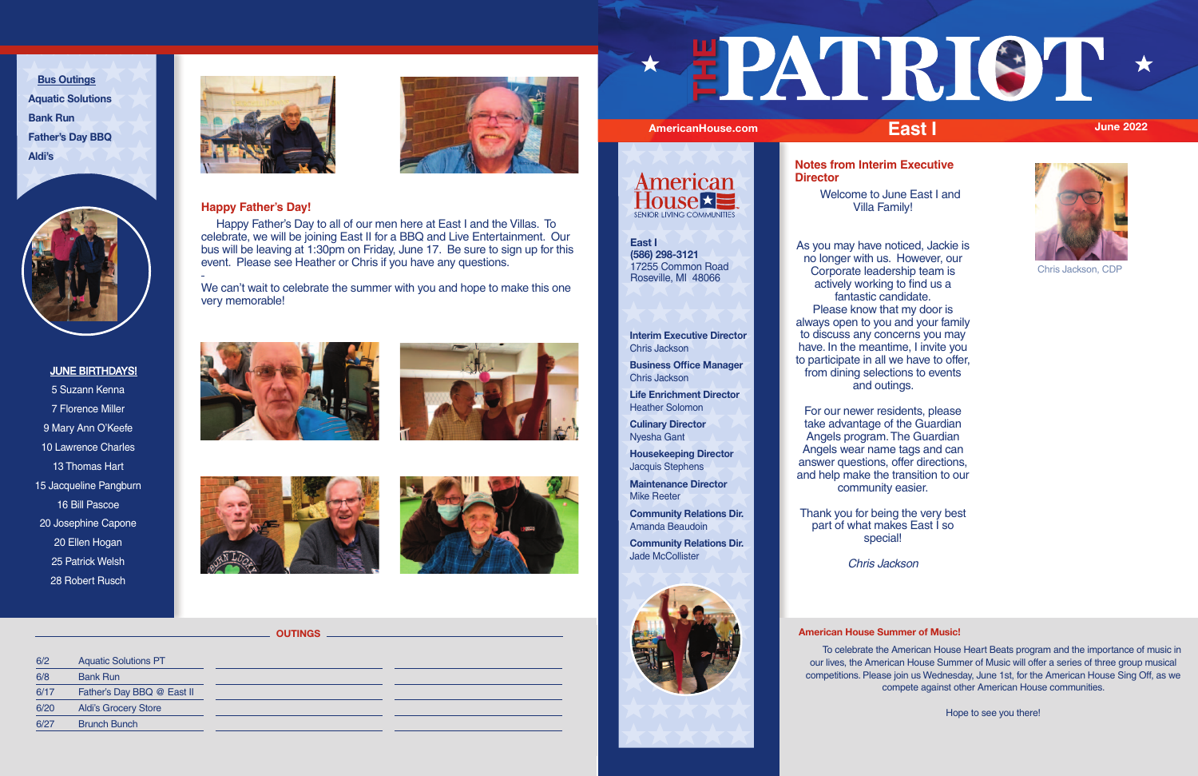# THE PATRIOT

AmericanHouse.com | East I | June 2022

**Bus Outings**

- Aquatic Solutions
- Bank Run
- Father's Day BBQ
- Aldi's

**JUNE BIRTHDAYS!**

5 Suzann Kenna
7 Florence Miller
9 Mary Ann O'Keefe
10 Lawrence Charles
13 Thomas Hart
15 Jacqueline Pangburn
16 Bill Pascoe
20 Josephine Capone
20 Ellen Hogan
25 Patrick Welsh
28 Robert Rusch

## Happy Father's Day!

Happy Father's Day to all of our men here at East I and the Villas. To celebrate, we will be joining East II for a BBQ and Live Entertainment. Our bus will be leaving at 1:30pm on Friday, June 17. Be sure to sign up for this event. Please see Heather or Chris if you have any questions.

-

We can't wait to celebrate the summer with you and hope to make this one very memorable!

## OUTINGS

| Date | Outing |
|---|---|
| 6/2 | Aquatic Solutions PT |
| 6/8 | Bank Run |
| 6/17 | Father's Day BBQ @ East II |
| 6/20 | Aldi's Grocery Store |
| 6/27 | Brunch Bunch |

American House SENIOR LIVING COMMUNITIES

**East I**
**(586) 298-3121**
17255 Common Road
Roseville, MI 48066

**Interim Executive Director**
Chris Jackson

**Business Office Manager**
Chris Jackson

**Life Enrichment Director**
Heather Solomon

**Culinary Director**
Nyesha Gant

**Housekeeping Director**
Jacquis Stephens

**Maintenance Director**
Mike Reeter

**Community Relations Dir.**
Amanda Beaudoin

**Community Relations Dir.**
Jade McCollister

## Notes from Interim Executive Director

Welcome to June East I and Villa Family!

As you may have noticed, Jackie is no longer with us. However, our Corporate leadership team is actively working to find us a fantastic candidate.
Please know that my door is always open to you and your family to discuss any concerns you may have. In the meantime, I invite you to participate in all we have to offer, from dining selections to events and outings.

For our newer residents, please take advantage of the Guardian Angels program. The Guardian Angels wear name tags and can answer questions, offer directions, and help make the transition to our community easier.

Thank you for being the very best part of what makes East I so special!

*Chris Jackson*

Chris Jackson, CDP

## American House Summer of Music!

To celebrate the American House Heart Beats program and the importance of music in our lives, the American House Summer of Music will offer a series of three group musical competitions. Please join us Wednesday, June 1st, for the American House Sing Off, as we compete against other American House communities.

Hope to see you there!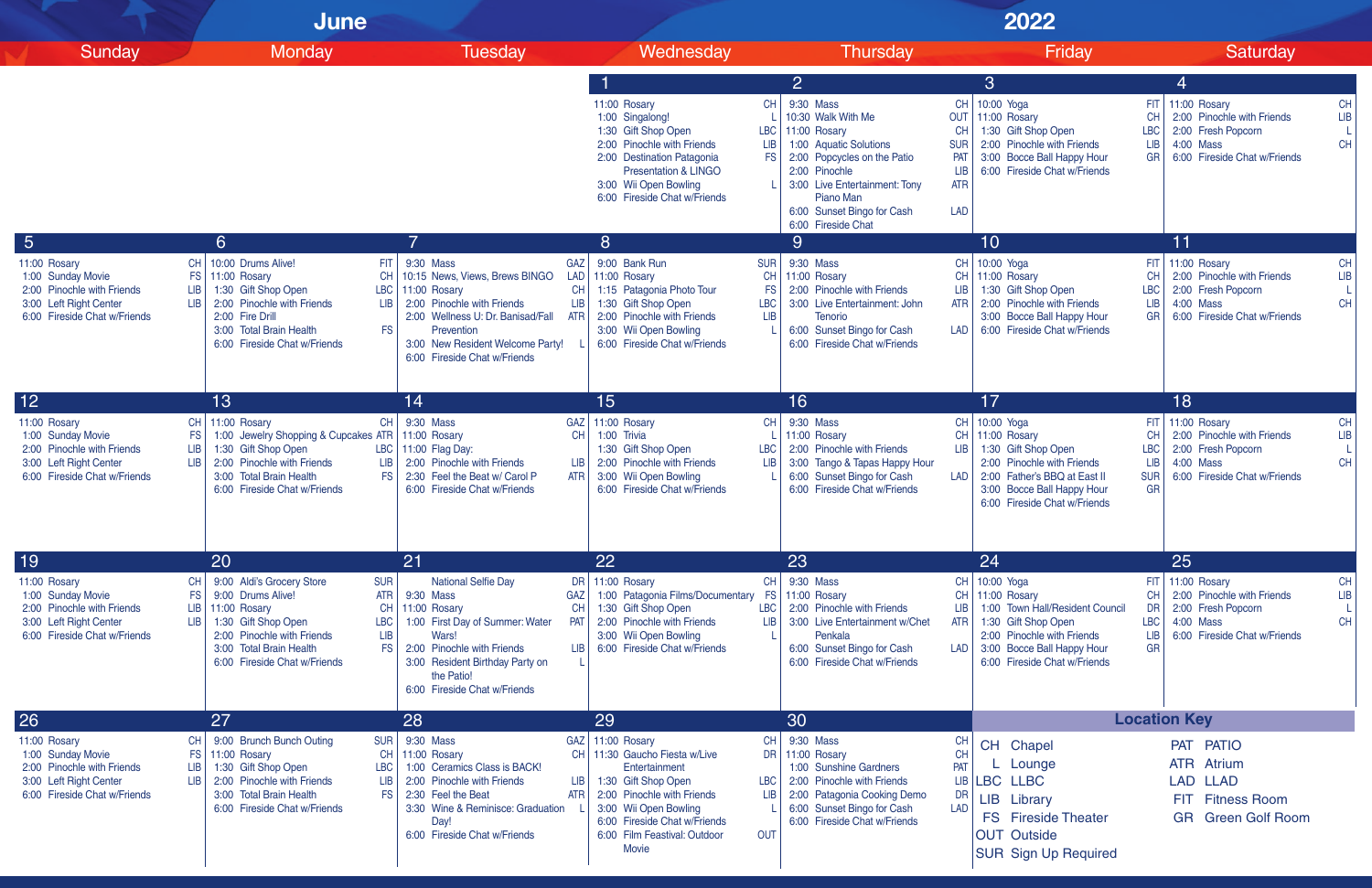# June 2022

| Sunday | Monday | Tuesday | Wednesday | Thursday | Friday | Saturday |
|---|---|---|---|---|---|---|
| | | | **1**<br>11:00 Rosary CH<br>1:00 Singalong! L<br>1:30 Gift Shop Open LBC<br>2:00 Pinochle with Friends LIB<br>2:00 Destination Patagonia Presentation & LINGO FS<br>3:00 Wii Open Bowling L<br>6:00 Fireside Chat w/Friends | **2**<br>9:30 Mass CH<br>10:30 Walk With Me OUT<br>11:00 Rosary CH<br>1:00 Aquatic Solutions SUR<br>2:00 Popcycles on the Patio PAT<br>2:00 Pinochle LIB<br>3:00 Live Entertainment: Tony Piano Man ATR<br>6:00 Sunset Bingo for Cash LAD<br>6:00 Fireside Chat | **3**<br>10:00 Yoga FIT<br>11:00 Rosary CH<br>1:30 Gift Shop Open LBC<br>2:00 Pinochle with Friends LIB<br>3:00 Bocce Ball Happy Hour GR<br>6:00 Fireside Chat w/Friends | **4**<br>11:00 Rosary CH<br>2:00 Pinochle with Friends LIB<br>2:00 Fresh Popcorn L<br>4:00 Mass CH<br>6:00 Fireside Chat w/Friends |
| **5**<br>11:00 Rosary CH<br>1:00 Sunday Movie FS<br>2:00 Pinochle with Friends LIB<br>3:00 Left Right Center LIB<br>6:00 Fireside Chat w/Friends | **6**<br>10:00 Drums Alive! FIT<br>11:00 Rosary CH<br>1:30 Gift Shop Open LBC<br>2:00 Pinochle with Friends LIB<br>2:00 Fire Drill<br>3:00 Total Brain Health FS<br>6:00 Fireside Chat w/Friends | **7**<br>9:30 Mass GAZ<br>10:15 News, Views, Brews BINGO LAD<br>11:00 Rosary CH<br>2:00 Pinochle with Friends LIB<br>2:00 Wellness U: Dr. Banisad/Fall Prevention ATR<br>3:00 New Resident Welcome Party! L<br>6:00 Fireside Chat w/Friends | **8**<br>9:00 Bank Run SUR<br>11:00 Rosary CH<br>1:15 Patagonia Photo Tour FS<br>1:30 Gift Shop Open LBC<br>2:00 Pinochle with Friends LIB<br>3:00 Wii Open Bowling L<br>6:00 Fireside Chat w/Friends | **9**<br>9:30 Mass CH<br>11:00 Rosary CH<br>2:00 Pinochle with Friends LIB<br>3:00 Live Entertainment: John Tenorio ATR<br>6:00 Sunset Bingo for Cash LAD<br>6:00 Fireside Chat w/Friends | **10**<br>10:00 Yoga FIT<br>11:00 Rosary CH<br>1:30 Gift Shop Open LBC<br>2:00 Pinochle with Friends LIB<br>3:00 Bocce Ball Happy Hour GR<br>6:00 Fireside Chat w/Friends | **11**<br>11:00 Rosary CH<br>2:00 Pinochle with Friends LIB<br>2:00 Fresh Popcorn L<br>4:00 Mass CH<br>6:00 Fireside Chat w/Friends |
| **12**<br>11:00 Rosary CH<br>1:00 Sunday Movie FS<br>2:00 Pinochle with Friends LIB<br>3:00 Left Right Center LIB<br>6:00 Fireside Chat w/Friends | **13**<br>11:00 Rosary CH<br>1:00 Jewelry Shopping & Cupcakes ATR<br>1:30 Gift Shop Open LBC<br>2:00 Pinochle with Friends LIB<br>3:00 Total Brain Health FS<br>6:00 Fireside Chat w/Friends | **14**<br>9:30 Mass GAZ<br>11:00 Rosary CH<br>11:00 Flag Day:<br>2:00 Pinochle with Friends LIB<br>2:30 Feel the Beat w/ Carol P ATR<br>6:00 Fireside Chat w/Friends | **15**<br>11:00 Rosary CH<br>1:00 Trivia L<br>1:30 Gift Shop Open LBC<br>2:00 Pinochle with Friends LIB<br>3:00 Wii Open Bowling L<br>6:00 Fireside Chat w/Friends | **16**<br>9:30 Mass CH<br>11:00 Rosary CH<br>2:00 Pinochle with Friends LIB<br>3:00 Tango & Tapas Happy Hour<br>6:00 Sunset Bingo for Cash LAD<br>6:00 Fireside Chat w/Friends | **17**<br>10:00 Yoga FIT<br>11:00 Rosary CH<br>1:30 Gift Shop Open LBC<br>2:00 Pinochle with Friends LIB<br>2:00 Father's BBQ at East II SUR<br>3:00 Bocce Ball Happy Hour GR<br>6:00 Fireside Chat w/Friends | **18**<br>11:00 Rosary CH<br>2:00 Pinochle with Friends LIB<br>2:00 Fresh Popcorn L<br>4:00 Mass CH<br>6:00 Fireside Chat w/Friends |
| **19**<br>11:00 Rosary CH<br>1:00 Sunday Movie FS<br>2:00 Pinochle with Friends LIB<br>3:00 Left Right Center LIB<br>6:00 Fireside Chat w/Friends | **20**<br>9:00 Aldi's Grocery Store SUR<br>9:00 Drums Alive! ATR<br>11:00 Rosary CH<br>1:30 Gift Shop Open LBC<br>2:00 Pinochle with Friends LIB<br>3:00 Total Brain Health FS<br>6:00 Fireside Chat w/Friends | **21**<br>National Selfie Day DR<br>9:30 Mass GAZ<br>11:00 Rosary CH<br>1:00 First Day of Summer: Water Wars! PAT<br>2:00 Pinochle with Friends LIB<br>3:00 Resident Birthday Party on the Patio! L<br>6:00 Fireside Chat w/Friends | **22**<br>11:00 Rosary CH<br>1:00 Patagonia Films/Documentary FS<br>1:30 Gift Shop Open LBC<br>2:00 Pinochle with Friends LIB<br>3:00 Wii Open Bowling L<br>6:00 Fireside Chat w/Friends | **23**<br>9:30 Mass CH<br>11:00 Rosary CH<br>2:00 Pinochle with Friends LIB<br>3:00 Live Entertainment w/Chet Penkala ATR<br>6:00 Sunset Bingo for Cash LAD<br>6:00 Fireside Chat w/Friends | **24**<br>10:00 Yoga FIT<br>11:00 Rosary CH<br>1:00 Town Hall/Resident Council DR<br>1:30 Gift Shop Open LBC<br>2:00 Pinochle with Friends LIB<br>3:00 Bocce Ball Happy Hour GR<br>6:00 Fireside Chat w/Friends | **25**<br>11:00 Rosary CH<br>2:00 Pinochle with Friends LIB<br>2:00 Fresh Popcorn L<br>4:00 Mass CH<br>6:00 Fireside Chat w/Friends |
| **26**<br>11:00 Rosary CH<br>1:00 Sunday Movie FS<br>2:00 Pinochle with Friends LIB<br>3:00 Left Right Center LIB<br>6:00 Fireside Chat w/Friends | **27**<br>9:00 Brunch Bunch Outing SUR<br>11:00 Rosary CH<br>1:30 Gift Shop Open LBC<br>2:00 Pinochle with Friends LIB<br>3:00 Total Brain Health FS<br>6:00 Fireside Chat w/Friends | **28**<br>9:30 Mass GAZ<br>11:00 Rosary CH<br>1:00 Ceramics Class is BACK!<br>2:00 Pinochle with Friends LIB<br>2:30 Feel the Beat ATR<br>3:30 Wine & Reminisce: Graduation Day! L<br>6:00 Fireside Chat w/Friends | **29**<br>11:00 Rosary CH<br>11:30 Gaucho Fiesta w/Live Entertainment DR<br>1:30 Gift Shop Open LBC<br>2:00 Pinochle with Friends LIB<br>3:00 Wii Open Bowling L<br>6:00 Fireside Chat w/Friends<br>6:00 Film Feastival: Outdoor Movie OUT | **30**<br>9:30 Mass CH<br>11:00 Rosary CH<br>1:00 Sunshine Gardners PAT<br>2:00 Pinochle with Friends LIB<br>2:00 Patagonia Cooking Demo DR<br>6:00 Sunset Bingo for Cash LAD<br>6:00 Fireside Chat w/Friends | | |

## Location Key

| | |
|---|---|
| CH Chapel | PAT PATIO |
| L Lounge | ATR Atrium |
| LBC LLBC | LAD LLAD |
| LIB Library | FIT Fitness Room |
| FS Fireside Theater | GR Green Golf Room |
| OUT Outside | |
| SUR Sign Up Required | |